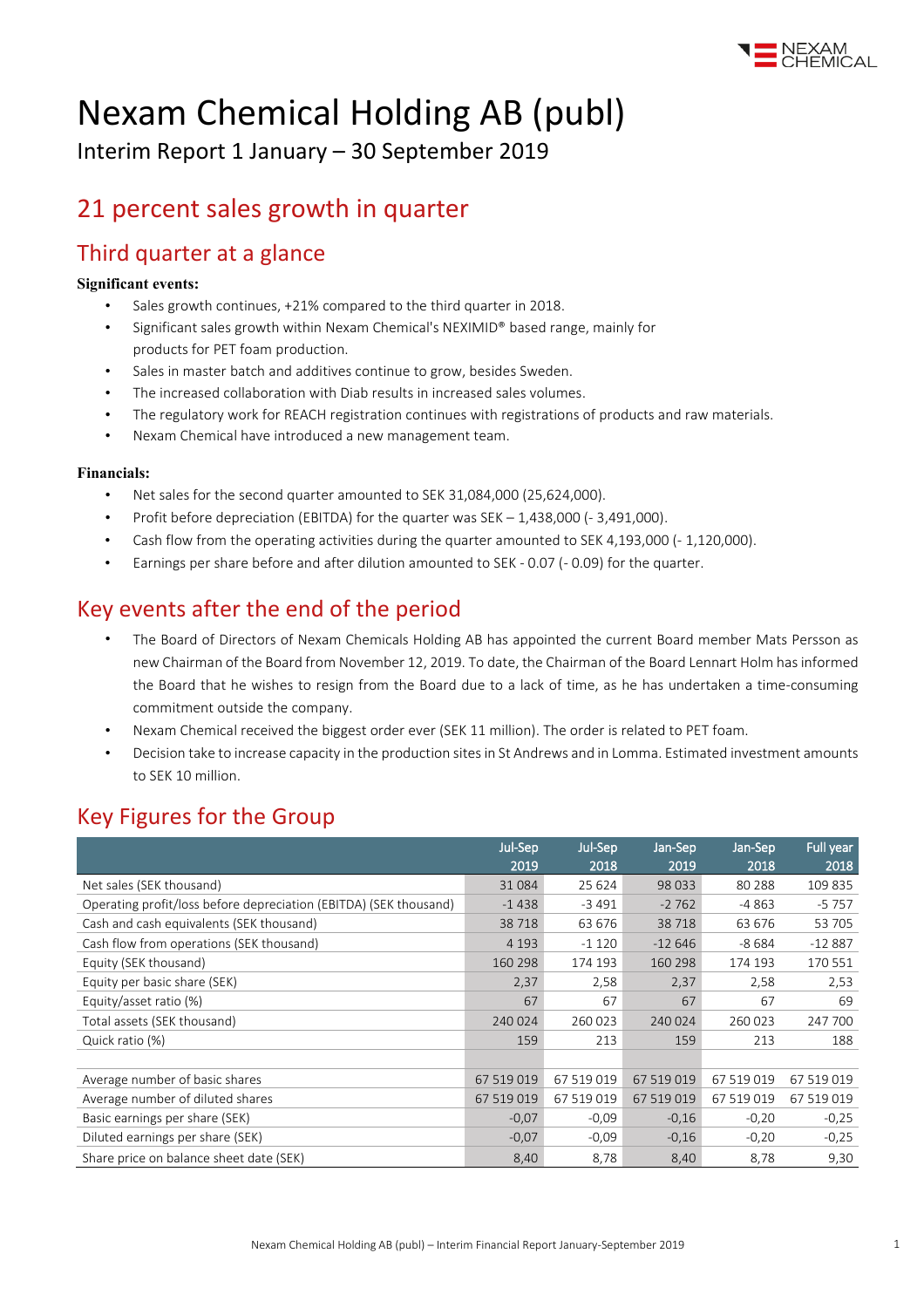# Nexam Chemical Holding AB (publ)

Interim Report 1 January – 30 September 2019

## 21 percent sales growth in quarter

## Third quarter at a glance

**Significant events:**

- Sales growth continues, +21% compared to the third quarter in 2018.
- Significant sales growth within Nexam Chemical's NEXIMID® based range, mainly for products for PET foam production.
- Sales in master batch and additives continue to grow, besides Sweden.
- The increased collaboration with Diab results in increased sales volumes.
- The regulatory work for REACH registration continues with registrations of products and raw materials.
- Nexam Chemical have introduced a new management team.

**Financials:**

- Net sales for the second quarter amounted to SEK 31,084,000 (25,624,000).
- Profit before depreciation (EBITDA) for the quarter was SEK – 1,438,000 (- 3,491,000).
- Cash flow from the operating activities during the quarter amounted to SEK 4,193,000 (- 1,120,000).
- Earnings per share before and after dilution amounted to SEK - 0.07 (- 0.09) for the quarter.

## Key events after the end of the period

- The Board of Directors of Nexam Chemicals Holding AB has appointed the current Board member Mats Persson as new Chairman of the Board from November 12, 2019. To date, the Chairman of the Board Lennart Holm has informed the Board that he wishes to resign from the Board due to a lack of time, as he has undertaken a time-consuming commitment outside the company.
- Nexam Chemical received the biggest order ever (SEK 11 million). The order is related to PET foam.
- Decision take to increase capacity in the production sites in St Andrews and in Lomma. Estimated investment amounts to SEK 10 million.

## Key Figures for the Group

| | Jul-Sep 2019 | Jul-Sep 2018 | Jan-Sep 2019 | Jan-Sep 2018 | Full year 2018 |
|---|---|---|---|---|---|
| Net sales (SEK thousand) | 31 084 | 25 624 | 98 033 | 80 288 | 109 835 |
| Operating profit/loss before depreciation (EBITDA) (SEK thousand) | -1 438 | -3 491 | -2 762 | -4 863 | -5 757 |
| Cash and cash equivalents (SEK thousand) | 38 718 | 63 676 | 38 718 | 63 676 | 53 705 |
| Cash flow from operations (SEK thousand) | 4 193 | -1 120 | -12 646 | -8 684 | -12 887 |
| Equity (SEK thousand) | 160 298 | 174 193 | 160 298 | 174 193 | 170 551 |
| Equity per basic share (SEK) | 2,37 | 2,58 | 2,37 | 2,58 | 2,53 |
| Equity/asset ratio (%) | 67 | 67 | 67 | 67 | 69 |
| Total assets (SEK thousand) | 240 024 | 260 023 | 240 024 | 260 023 | 247 700 |
| Quick ratio (%) | 159 | 213 | 159 | 213 | 188 |
| | | | | | |
| Average number of basic shares | 67 519 019 | 67 519 019 | 67 519 019 | 67 519 019 | 67 519 019 |
| Average number of diluted shares | 67 519 019 | 67 519 019 | 67 519 019 | 67 519 019 | 67 519 019 |
| Basic earnings per share (SEK) | -0,07 | -0,09 | -0,16 | -0,20 | -0,25 |
| Diluted earnings per share (SEK) | -0,07 | -0,09 | -0,16 | -0,20 | -0,25 |
| Share price on balance sheet date (SEK) | 8,40 | 8,78 | 8,40 | 8,78 | 9,30 |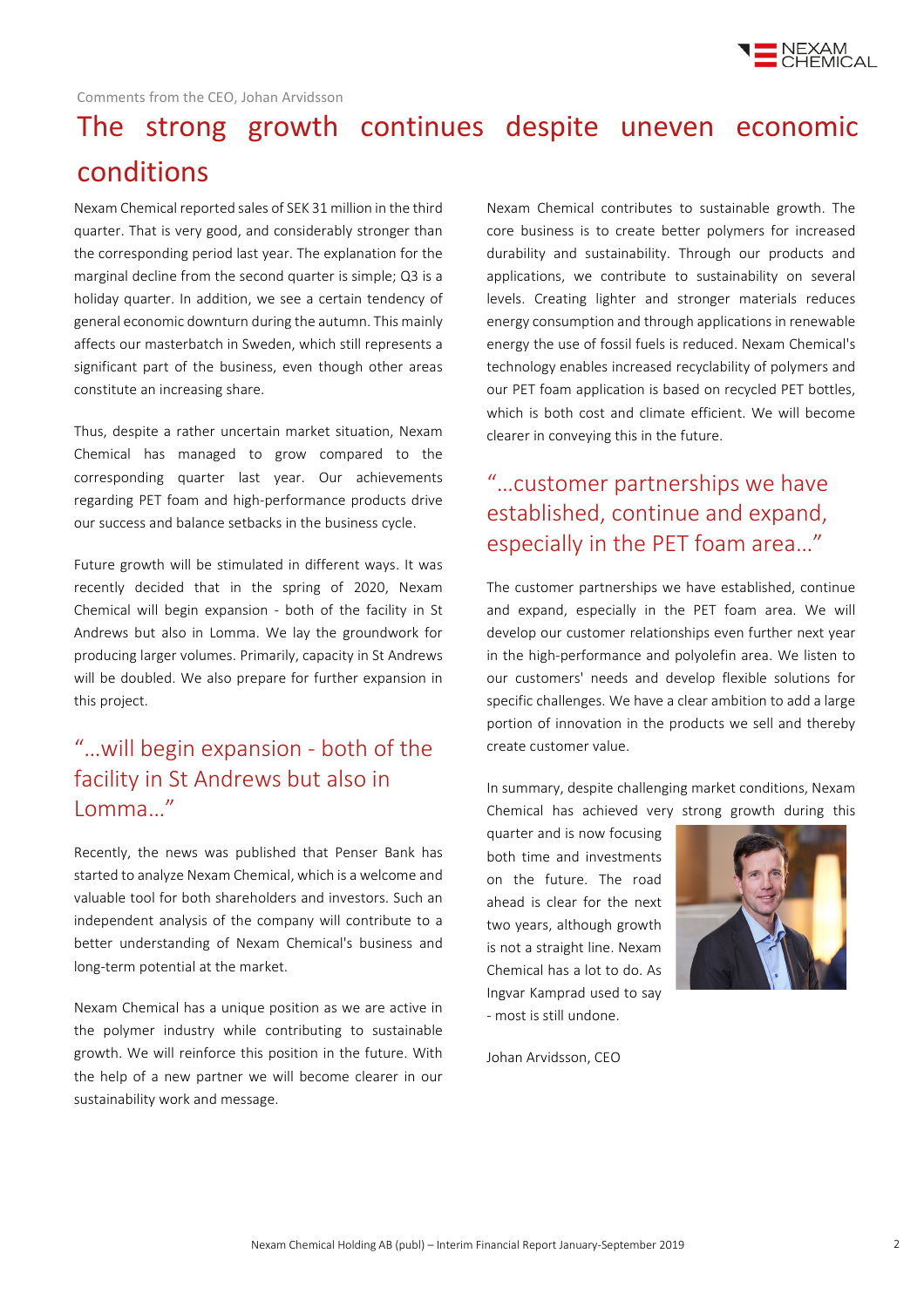Comments from the CEO, Johan Arvidsson

# The strong growth continues despite uneven economic conditions

Nexam Chemical reported sales of SEK 31 million in the third quarter. That is very good, and considerably stronger than the corresponding period last year. The explanation for the marginal decline from the second quarter is simple; Q3 is a holiday quarter. In addition, we see a certain tendency of general economic downturn during the autumn. This mainly affects our masterbatch in Sweden, which still represents a significant part of the business, even though other areas constitute an increasing share.

Thus, despite a rather uncertain market situation, Nexam Chemical has managed to grow compared to the corresponding quarter last year. Our achievements regarding PET foam and high-performance products drive our success and balance setbacks in the business cycle.

Future growth will be stimulated in different ways. It was recently decided that in the spring of 2020, Nexam Chemical will begin expansion - both of the facility in St Andrews but also in Lomma. We lay the groundwork for producing larger volumes. Primarily, capacity in St Andrews will be doubled. We also prepare for further expansion in this project.

> "…will begin expansion - both of the facility in St Andrews but also in Lomma…"

Recently, the news was published that Penser Bank has started to analyze Nexam Chemical, which is a welcome and valuable tool for both shareholders and investors. Such an independent analysis of the company will contribute to a better understanding of Nexam Chemical's business and long-term potential at the market.

Nexam Chemical has a unique position as we are active in the polymer industry while contributing to sustainable growth. We will reinforce this position in the future. With the help of a new partner we will become clearer in our sustainability work and message.

Nexam Chemical contributes to sustainable growth. The core business is to create better polymers for increased durability and sustainability. Through our products and applications, we contribute to sustainability on several levels. Creating lighter and stronger materials reduces energy consumption and through applications in renewable energy the use of fossil fuels is reduced. Nexam Chemical's technology enables increased recyclability of polymers and our PET foam application is based on recycled PET bottles, which is both cost and climate efficient. We will become clearer in conveying this in the future.

> "…customer partnerships we have established, continue and expand, especially in the PET foam area…"

The customer partnerships we have established, continue and expand, especially in the PET foam area. We will develop our customer relationships even further next year in the high-performance and polyolefin area. We listen to our customers' needs and develop flexible solutions for specific challenges. We have a clear ambition to add a large portion of innovation in the products we sell and thereby create customer value.

In summary, despite challenging market conditions, Nexam Chemical has achieved very strong growth during this quarter and is now focusing both time and investments on the future. The road ahead is clear for the next two years, although growth is not a straight line. Nexam Chemical has a lot to do. As Ingvar Kamprad used to say - most is still undone.

Johan Arvidsson, CEO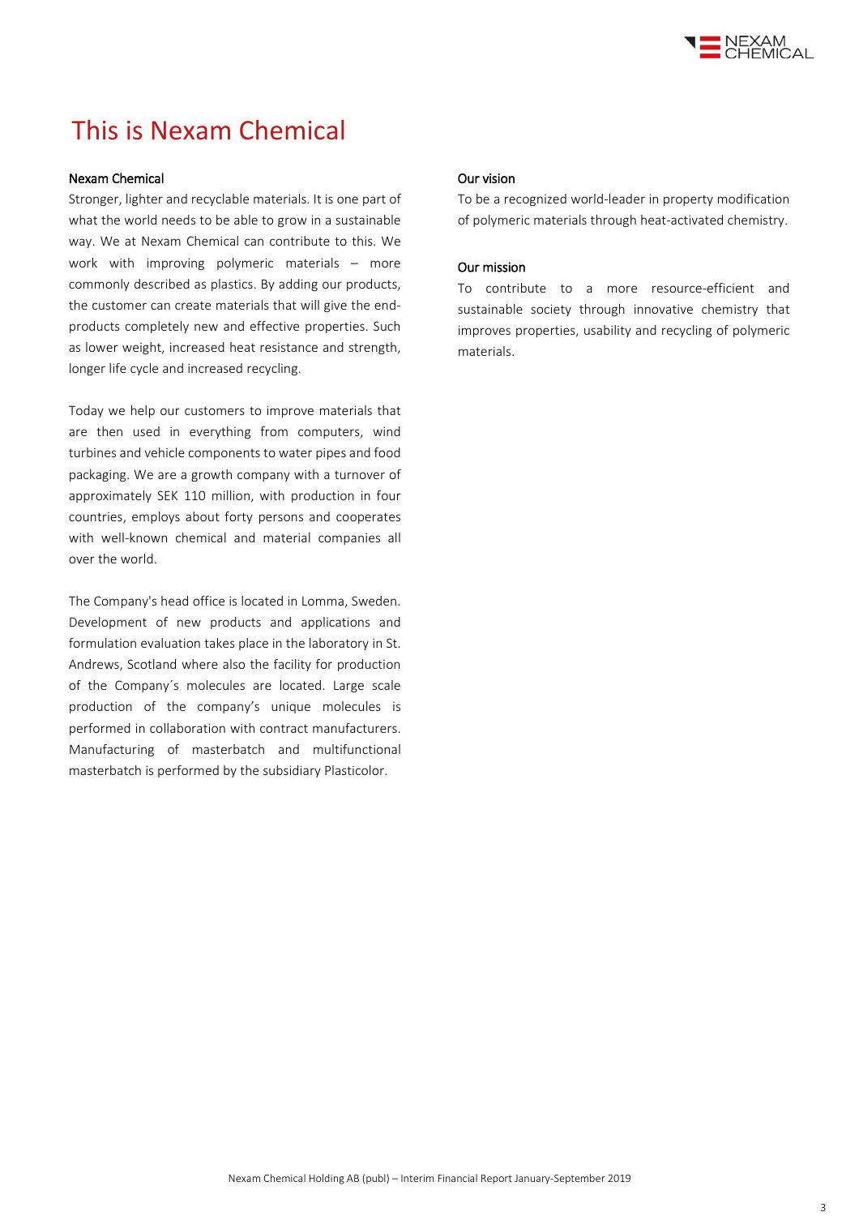# This is Nexam Chemical

### Nexam Chemical

Stronger, lighter and recyclable materials. It is one part of what the world needs to be able to grow in a sustainable way. We at Nexam Chemical can contribute to this. We work with improving polymeric materials – more commonly described as plastics. By adding our products, the customer can create materials that will give the end-products completely new and effective properties. Such as lower weight, increased heat resistance and strength, longer life cycle and increased recycling.

Today we help our customers to improve materials that are then used in everything from computers, wind turbines and vehicle components to water pipes and food packaging. We are a growth company with a turnover of approximately SEK 110 million, with production in four countries, employs about forty persons and cooperates with well-known chemical and material companies all over the world.

The Company's head office is located in Lomma, Sweden. Development of new products and applications and formulation evaluation takes place in the laboratory in St. Andrews, Scotland where also the facility for production of the Company´s molecules are located. Large scale production of the company's unique molecules is performed in collaboration with contract manufacturers. Manufacturing of masterbatch and multifunctional masterbatch is performed by the subsidiary Plasticolor.

### Our vision

To be a recognized world-leader in property modification of polymeric materials through heat-activated chemistry.

### Our mission

To contribute to a more resource-efficient and sustainable society through innovative chemistry that improves properties, usability and recycling of polymeric materials.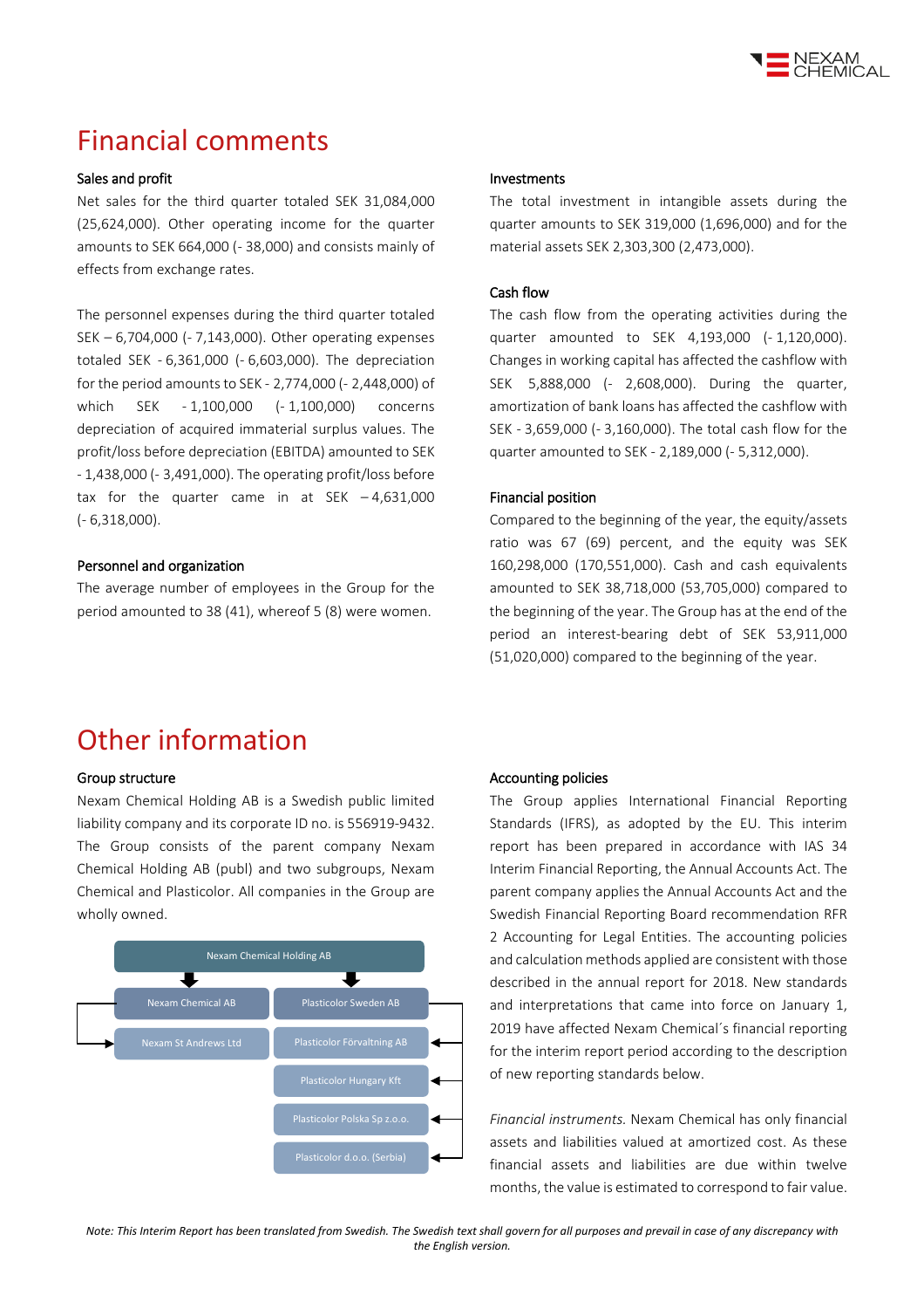# Financial comments

### Sales and profit

Net sales for the third quarter totaled SEK 31,084,000 (25,624,000). Other operating income for the quarter amounts to SEK 664,000 (- 38,000) and consists mainly of effects from exchange rates.

The personnel expenses during the third quarter totaled SEK – 6,704,000 (- 7,143,000). Other operating expenses totaled SEK - 6,361,000 (- 6,603,000). The depreciation for the period amounts to SEK - 2,774,000 (- 2,448,000) of which SEK - 1,100,000 (- 1,100,000) concerns depreciation of acquired immaterial surplus values. The profit/loss before depreciation (EBITDA) amounted to SEK - 1,438,000 (- 3,491,000). The operating profit/loss before tax for the quarter came in at SEK – 4,631,000 (- 6,318,000).

### Personnel and organization

The average number of employees in the Group for the period amounted to 38 (41), whereof 5 (8) were women.

### Investments

The total investment in intangible assets during the quarter amounts to SEK 319,000 (1,696,000) and for the material assets SEK 2,303,300 (2,473,000).

### Cash flow

The cash flow from the operating activities during the quarter amounted to SEK 4,193,000 (- 1,120,000). Changes in working capital has affected the cashflow with SEK 5,888,000 (- 2,608,000). During the quarter, amortization of bank loans has affected the cashflow with SEK - 3,659,000 (- 3,160,000). The total cash flow for the quarter amounted to SEK - 2,189,000 (- 5,312,000).

### Financial position

Compared to the beginning of the year, the equity/assets ratio was 67 (69) percent, and the equity was SEK 160,298,000 (170,551,000). Cash and cash equivalents amounted to SEK 38,718,000 (53,705,000) compared to the beginning of the year. The Group has at the end of the period an interest-bearing debt of SEK 53,911,000 (51,020,000) compared to the beginning of the year.

# Other information

### Group structure

Nexam Chemical Holding AB is a Swedish public limited liability company and its corporate ID no. is 556919-9432. The Group consists of the parent company Nexam Chemical Holding AB (publ) and two subgroups, Nexam Chemical and Plasticolor. All companies in the Group are wholly owned.

- Nexam Chemical Holding AB
  - Nexam Chemical AB
    - Nexam St Andrews Ltd
  - Plasticolor Sweden AB
    - Plasticolor Förvaltning AB
    - Plasticolor Hungary Kft
    - Plasticolor Polska Sp z.o.o.
    - Plasticolor d.o.o. (Serbia)

### Accounting policies

The Group applies International Financial Reporting Standards (IFRS), as adopted by the EU. This interim report has been prepared in accordance with IAS 34 Interim Financial Reporting, the Annual Accounts Act. The parent company applies the Annual Accounts Act and the Swedish Financial Reporting Board recommendation RFR 2 Accounting for Legal Entities. The accounting policies and calculation methods applied are consistent with those described in the annual report for 2018. New standards and interpretations that came into force on January 1, 2019 have affected Nexam Chemical´s financial reporting for the interim report period according to the description of new reporting standards below.

*Financial instruments.* Nexam Chemical has only financial assets and liabilities valued at amortized cost. As these financial assets and liabilities are due within twelve months, the value is estimated to correspond to fair value.

*Note: This Interim Report has been translated from Swedish. The Swedish text shall govern for all purposes and prevail in case of any discrepancy with the English version.*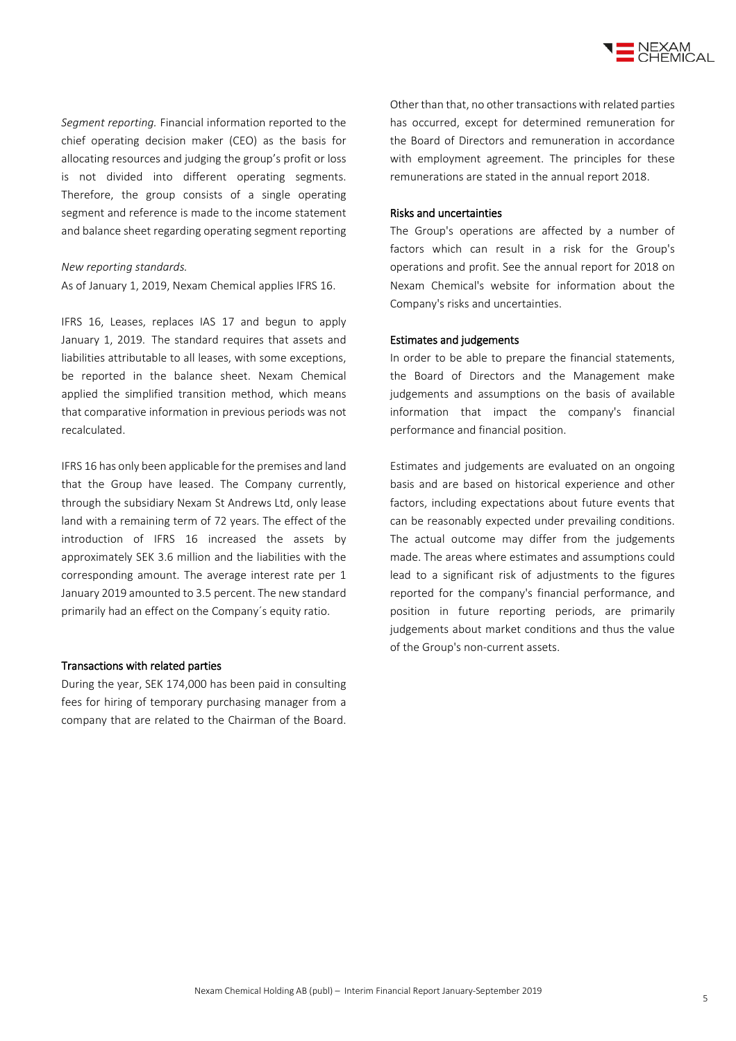*Segment reporting.* Financial information reported to the chief operating decision maker (CEO) as the basis for allocating resources and judging the group's profit or loss is not divided into different operating segments. Therefore, the group consists of a single operating segment and reference is made to the income statement and balance sheet regarding operating segment reporting

*New reporting standards.*
As of January 1, 2019, Nexam Chemical applies IFRS 16.

IFRS 16, Leases, replaces IAS 17 and begun to apply January 1, 2019. The standard requires that assets and liabilities attributable to all leases, with some exceptions, be reported in the balance sheet. Nexam Chemical applied the simplified transition method, which means that comparative information in previous periods was not recalculated.

IFRS 16 has only been applicable for the premises and land that the Group have leased. The Company currently, through the subsidiary Nexam St Andrews Ltd, only lease land with a remaining term of 72 years. The effect of the introduction of IFRS 16 increased the assets by approximately SEK 3.6 million and the liabilities with the corresponding amount. The average interest rate per 1 January 2019 amounted to 3.5 percent. The new standard primarily had an effect on the Company´s equity ratio.

### Transactions with related parties

During the year, SEK 174,000 has been paid in consulting fees for hiring of temporary purchasing manager from a company that are related to the Chairman of the Board. Other than that, no other transactions with related parties has occurred, except for determined remuneration for the Board of Directors and remuneration in accordance with employment agreement. The principles for these remunerations are stated in the annual report 2018.

### Risks and uncertainties

The Group's operations are affected by a number of factors which can result in a risk for the Group's operations and profit. See the annual report for 2018 on Nexam Chemical's website for information about the Company's risks and uncertainties.

### Estimates and judgements

In order to be able to prepare the financial statements, the Board of Directors and the Management make judgements and assumptions on the basis of available information that impact the company's financial performance and financial position.

Estimates and judgements are evaluated on an ongoing basis and are based on historical experience and other factors, including expectations about future events that can be reasonably expected under prevailing conditions. The actual outcome may differ from the judgements made. The areas where estimates and assumptions could lead to a significant risk of adjustments to the figures reported for the company's financial performance, and position in future reporting periods, are primarily judgements about market conditions and thus the value of the Group's non-current assets.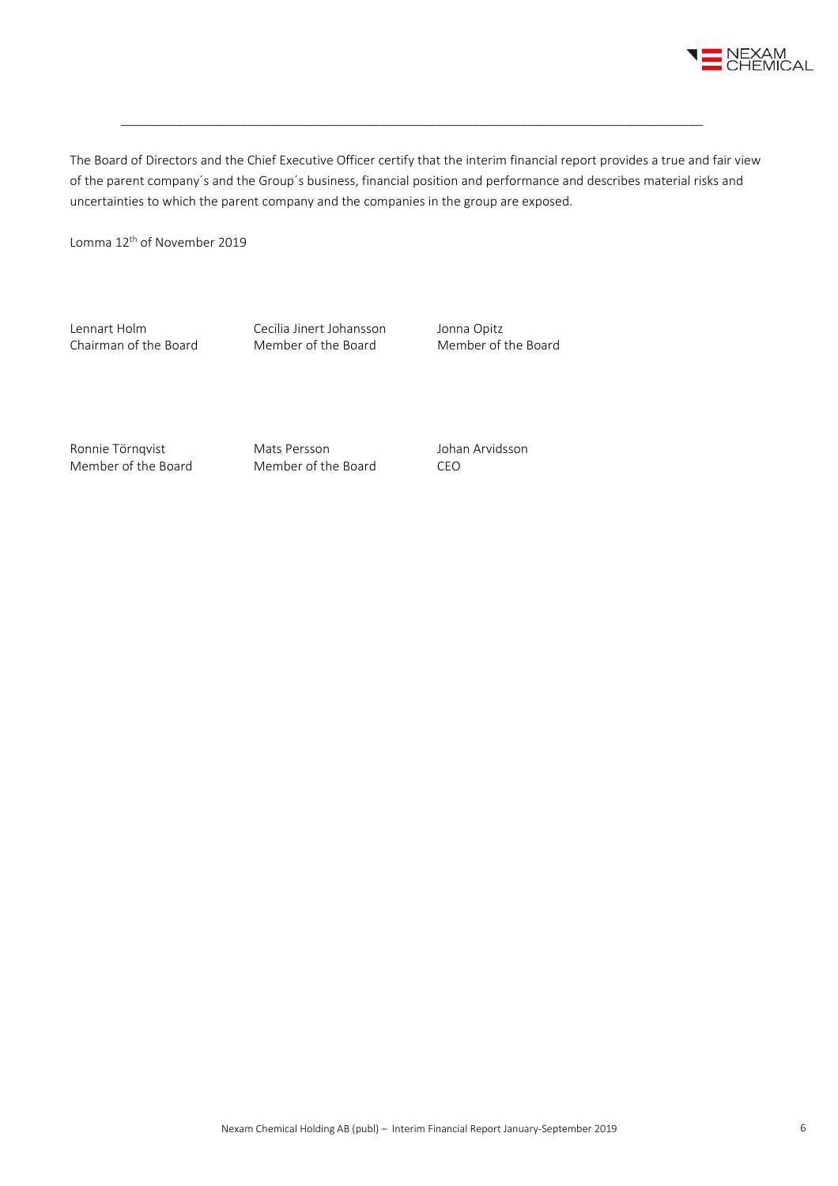The Board of Directors and the Chief Executive Officer certify that the interim financial report provides a true and fair view of the parent company´s and the Group´s business, financial position and performance and describes material risks and uncertainties to which the parent company and the companies in the group are exposed.

Lomma 12th of November 2019

| | | |
|---|---|---|
| Lennart Holm<br>Chairman of the Board | Cecilia Jinert Johansson<br>Member of the Board | Jonna Opitz<br>Member of the Board |
| Ronnie Törnqvist<br>Member of the Board | Mats Persson<br>Member of the Board | Johan Arvidsson<br>CEO |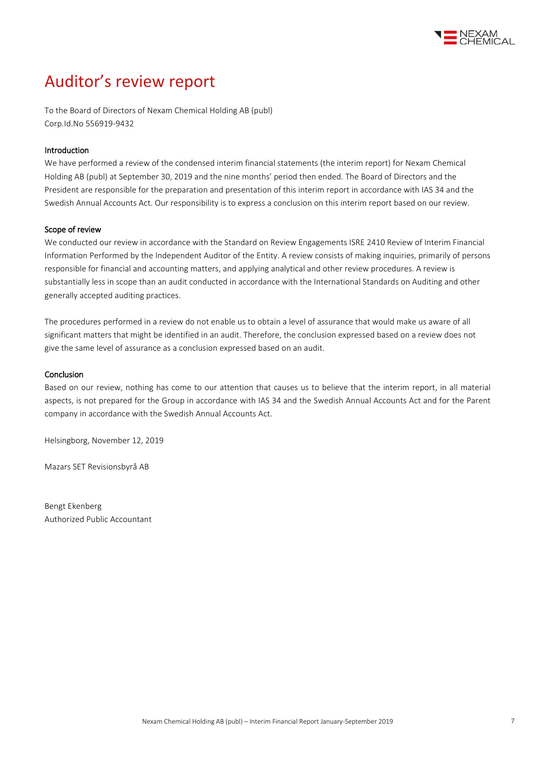# Auditor's review report

To the Board of Directors of Nexam Chemical Holding AB (publ)
Corp.Id.No 556919-9432

### Introduction

We have performed a review of the condensed interim financial statements (the interim report) for Nexam Chemical Holding AB (publ) at September 30, 2019 and the nine months' period then ended. The Board of Directors and the President are responsible for the preparation and presentation of this interim report in accordance with IAS 34 and the Swedish Annual Accounts Act. Our responsibility is to express a conclusion on this interim report based on our review.

### Scope of review

We conducted our review in accordance with the Standard on Review Engagements ISRE 2410 Review of Interim Financial Information Performed by the Independent Auditor of the Entity. A review consists of making inquiries, primarily of persons responsible for financial and accounting matters, and applying analytical and other review procedures. A review is substantially less in scope than an audit conducted in accordance with the International Standards on Auditing and other generally accepted auditing practices.

The procedures performed in a review do not enable us to obtain a level of assurance that would make us aware of all significant matters that might be identified in an audit. Therefore, the conclusion expressed based on a review does not give the same level of assurance as a conclusion expressed based on an audit.

### Conclusion

Based on our review, nothing has come to our attention that causes us to believe that the interim report, in all material aspects, is not prepared for the Group in accordance with IAS 34 and the Swedish Annual Accounts Act and for the Parent company in accordance with the Swedish Annual Accounts Act.

Helsingborg, November 12, 2019

Mazars SET Revisionsbyrå AB

Bengt Ekenberg
Authorized Public Accountant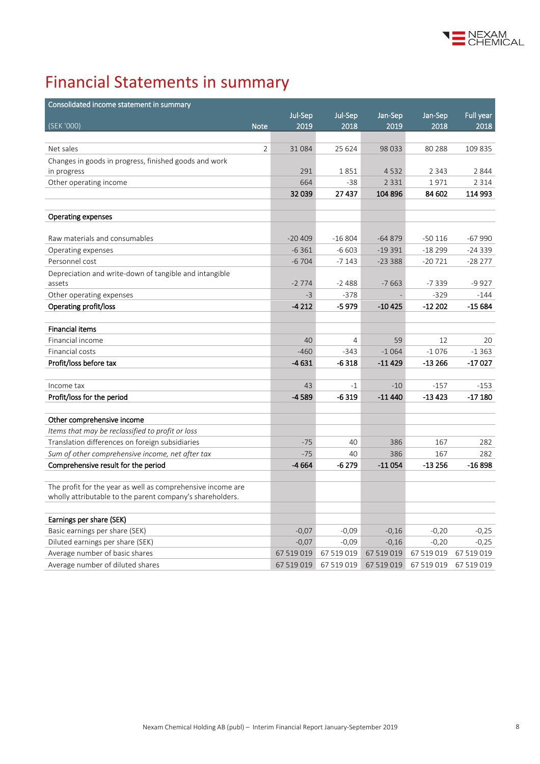# Financial Statements in summary

| Consolidated income statement in summary (SEK '000) | Note | Jul-Sep 2019 | Jul-Sep 2018 | Jan-Sep 2019 | Jan-Sep 2018 | Full year 2018 |
|---|---|---|---|---|---|---|
| Net sales | 2 | 31 084 | 25 624 | 98 033 | 80 288 | 109 835 |
| Changes in goods in progress, finished goods and work in progress | | 291 | 1 851 | 4 532 | 2 343 | 2 844 |
| Other operating income | | 664 | -38 | 2 331 | 1 971 | 2 314 |
| | | **32 039** | **27 437** | **104 896** | **84 602** | **114 993** |
| | | | | | | |
| **Operating expenses** | | | | | | |
| Raw materials and consumables | | -20 409 | -16 804 | -64 879 | -50 116 | -67 990 |
| Operating expenses | | -6 361 | -6 603 | -19 391 | -18 299 | -24 339 |
| Personnel cost | | -6 704 | -7 143 | -23 388 | -20 721 | -28 277 |
| Depreciation and write-down of tangible and intangible assets | | -2 774 | -2 488 | -7 663 | -7 339 | -9 927 |
| Other operating expenses | | -3 | -378 | - | -329 | -144 |
| **Operating profit/loss** | | **-4 212** | **-5 979** | **-10 425** | **-12 202** | **-15 684** |
| | | | | | | |
| **Financial items** | | | | | | |
| Financial income | | 40 | 4 | 59 | 12 | 20 |
| Financial costs | | -460 | -343 | -1 064 | -1 076 | -1 363 |
| **Profit/loss before tax** | | **-4 631** | **-6 318** | **-11 429** | **-13 266** | **-17 027** |
| | | | | | | |
| Income tax | | 43 | -1 | -10 | -157 | -153 |
| **Profit/loss for the period** | | **-4 589** | **-6 319** | **-11 440** | **-13 423** | **-17 180** |
| | | | | | | |
| **Other comprehensive income** | | | | | | |
| *Items that may be reclassified to profit or loss* | | | | | | |
| Translation differences on foreign subsidiaries | | -75 | 40 | 386 | 167 | 282 |
| *Sum of other comprehensive income, net after tax* | | -75 | 40 | 386 | 167 | 282 |
| **Comprehensive result for the period** | | **-4 664** | **-6 279** | **-11 054** | **-13 256** | **-16 898** |
| | | | | | | |
| The profit for the year as well as comprehensive income are wholly attributable to the parent company's shareholders. | | | | | | |
| | | | | | | |
| **Earnings per share (SEK)** | | | | | | |
| Basic earnings per share (SEK) | | -0,07 | -0,09 | -0,16 | -0,20 | -0,25 |
| Diluted earnings per share (SEK) | | -0,07 | -0,09 | -0,16 | -0,20 | -0,25 |
| Average number of basic shares | | 67 519 019 | 67 519 019 | 67 519 019 | 67 519 019 | 67 519 019 |
| Average number of diluted shares | | 67 519 019 | 67 519 019 | 67 519 019 | 67 519 019 | 67 519 019 |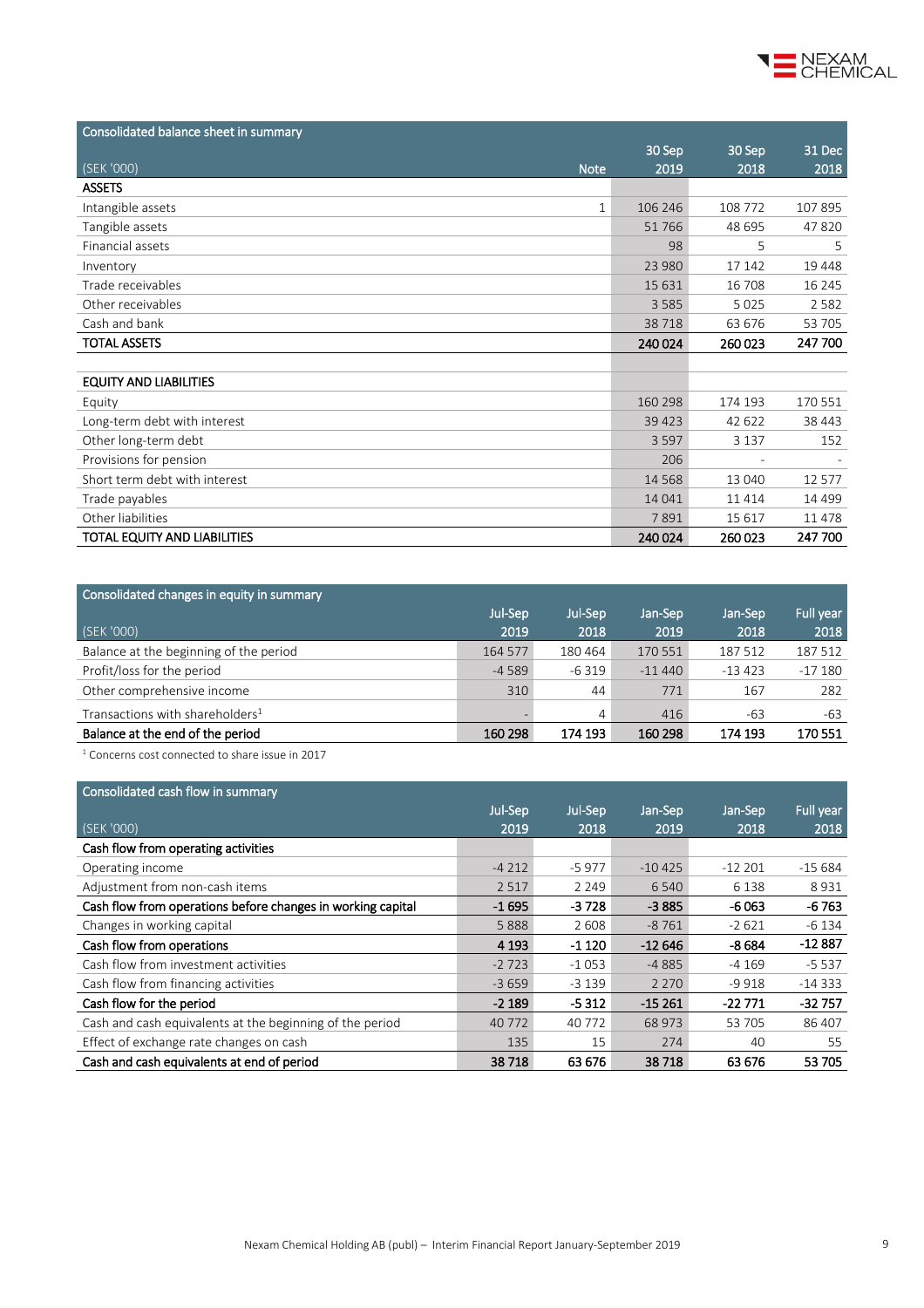## Consolidated balance sheet in summary

| (SEK '000) | Note | 30 Sep 2019 | 30 Sep 2018 | 31 Dec 2018 |
|---|---|---|---|---|
| **ASSETS** | | | | |
| Intangible assets | 1 | 106 246 | 108 772 | 107 895 |
| Tangible assets | | 51 766 | 48 695 | 47 820 |
| Financial assets | | 98 | 5 | 5 |
| Inventory | | 23 980 | 17 142 | 19 448 |
| Trade receivables | | 15 631 | 16 708 | 16 245 |
| Other receivables | | 3 585 | 5 025 | 2 582 |
| Cash and bank | | 38 718 | 63 676 | 53 705 |
| **TOTAL ASSETS** | | **240 024** | **260 023** | **247 700** |
| | | | | |
| **EQUITY AND LIABILITIES** | | | | |
| Equity | | 160 298 | 174 193 | 170 551 |
| Long-term debt with interest | | 39 423 | 42 622 | 38 443 |
| Other long-term debt | | 3 597 | 3 137 | 152 |
| Provisions for pension | | 206 | - | - |
| Short term debt with interest | | 14 568 | 13 040 | 12 577 |
| Trade payables | | 14 041 | 11 414 | 14 499 |
| Other liabilities | | 7 891 | 15 617 | 11 478 |
| **TOTAL EQUITY AND LIABILITIES** | | **240 024** | **260 023** | **247 700** |

## Consolidated changes in equity in summary

| (SEK '000) | Jul-Sep 2019 | Jul-Sep 2018 | Jan-Sep 2019 | Jan-Sep 2018 | Full year 2018 |
|---|---|---|---|---|---|
| Balance at the beginning of the period | 164 577 | 180 464 | 170 551 | 187 512 | 187 512 |
| Profit/loss for the period | -4 589 | -6 319 | -11 440 | -13 423 | -17 180 |
| Other comprehensive income | 310 | 44 | 771 | 167 | 282 |
| Transactions with shareholders[1] | - | 4 | 416 | -63 | -63 |
| **Balance at the end of the period** | **160 298** | **174 193** | **160 298** | **174 193** | **170 551** |

[1] Concerns cost connected to share issue in 2017

## Consolidated cash flow in summary

| (SEK '000) | Jul-Sep 2019 | Jul-Sep 2018 | Jan-Sep 2019 | Jan-Sep 2018 | Full year 2018 |
|---|---|---|---|---|---|
| **Cash flow from operating activities** | | | | | |
| Operating income | -4 212 | -5 977 | -10 425 | -12 201 | -15 684 |
| Adjustment from non-cash items | 2 517 | 2 249 | 6 540 | 6 138 | 8 931 |
| **Cash flow from operations before changes in working capital** | **-1 695** | **-3 728** | **-3 885** | **-6 063** | **-6 763** |
| Changes in working capital | 5 888 | 2 608 | -8 761 | -2 621 | -6 134 |
| **Cash flow from operations** | **4 193** | **-1 120** | **-12 646** | **-8 684** | **-12 887** |
| Cash flow from investment activities | -2 723 | -1 053 | -4 885 | -4 169 | -5 537 |
| Cash flow from financing activities | -3 659 | -3 139 | 2 270 | -9 918 | -14 333 |
| **Cash flow for the period** | **-2 189** | **-5 312** | **-15 261** | **-22 771** | **-32 757** |
| Cash and cash equivalents at the beginning of the period | 40 772 | 40 772 | 68 973 | 53 705 | 86 407 |
| Effect of exchange rate changes on cash | 135 | 15 | 274 | 40 | 55 |
| **Cash and cash equivalents at end of period** | **38 718** | **63 676** | **38 718** | **63 676** | **53 705** |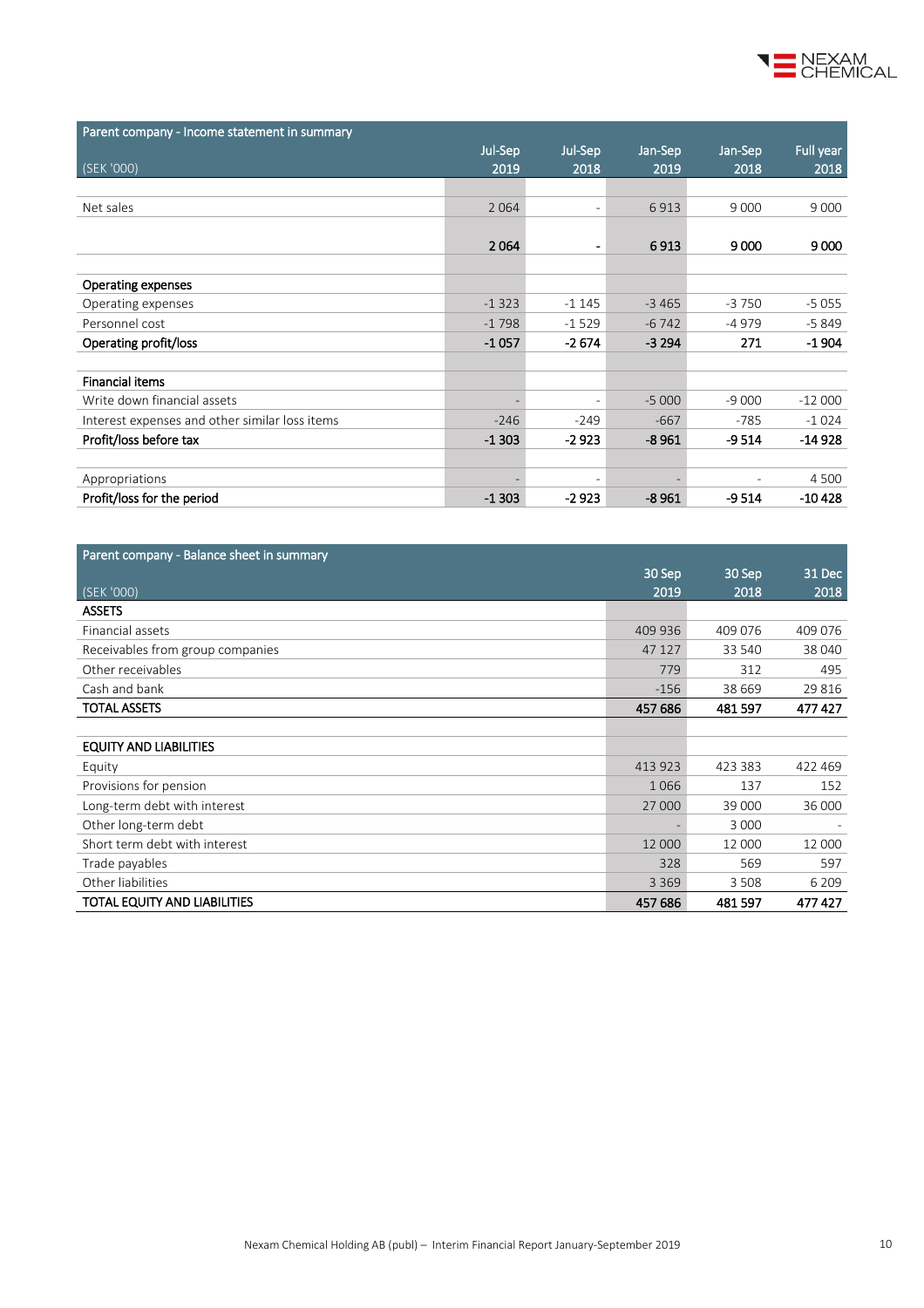## Parent company - Income statement in summary

| (SEK '000) | Jul-Sep 2019 | Jul-Sep 2018 | Jan-Sep 2019 | Jan-Sep 2018 | Full year 2018 |
|---|---|---|---|---|---|
| Net sales | 2 064 | - | 6 913 | 9 000 | 9 000 |
| | **2 064** | **-** | **6 913** | **9 000** | **9 000** |
| **Operating expenses** | | | | | |
| Operating expenses | -1 323 | -1 145 | -3 465 | -3 750 | -5 055 |
| Personnel cost | -1 798 | -1 529 | -6 742 | -4 979 | -5 849 |
| **Operating profit/loss** | **-1 057** | **-2 674** | **-3 294** | **271** | **-1 904** |
| **Financial items** | | | | | |
| Write down financial assets | - | - | -5 000 | -9 000 | -12 000 |
| Interest expenses and other similar loss items | -246 | -249 | -667 | -785 | -1 024 |
| **Profit/loss before tax** | **-1 303** | **-2 923** | **-8 961** | **-9 514** | **-14 928** |
| Appropriations | - | - | - | - | 4 500 |
| **Profit/loss for the period** | **-1 303** | **-2 923** | **-8 961** | **-9 514** | **-10 428** |

## Parent company - Balance sheet in summary

| (SEK '000) | 30 Sep 2019 | 30 Sep 2018 | 31 Dec 2018 |
|---|---|---|---|
| **ASSETS** | | | |
| Financial assets | 409 936 | 409 076 | 409 076 |
| Receivables from group companies | 47 127 | 33 540 | 38 040 |
| Other receivables | 779 | 312 | 495 |
| Cash and bank | -156 | 38 669 | 29 816 |
| **TOTAL ASSETS** | **457 686** | **481 597** | **477 427** |
| **EQUITY AND LIABILITIES** | | | |
| Equity | 413 923 | 423 383 | 422 469 |
| Provisions for pension | 1 066 | 137 | 152 |
| Long-term debt with interest | 27 000 | 39 000 | 36 000 |
| Other long-term debt | - | 3 000 | - |
| Short term debt with interest | 12 000 | 12 000 | 12 000 |
| Trade payables | 328 | 569 | 597 |
| Other liabilities | 3 369 | 3 508 | 6 209 |
| **TOTAL EQUITY AND LIABILITIES** | **457 686** | **481 597** | **477 427** |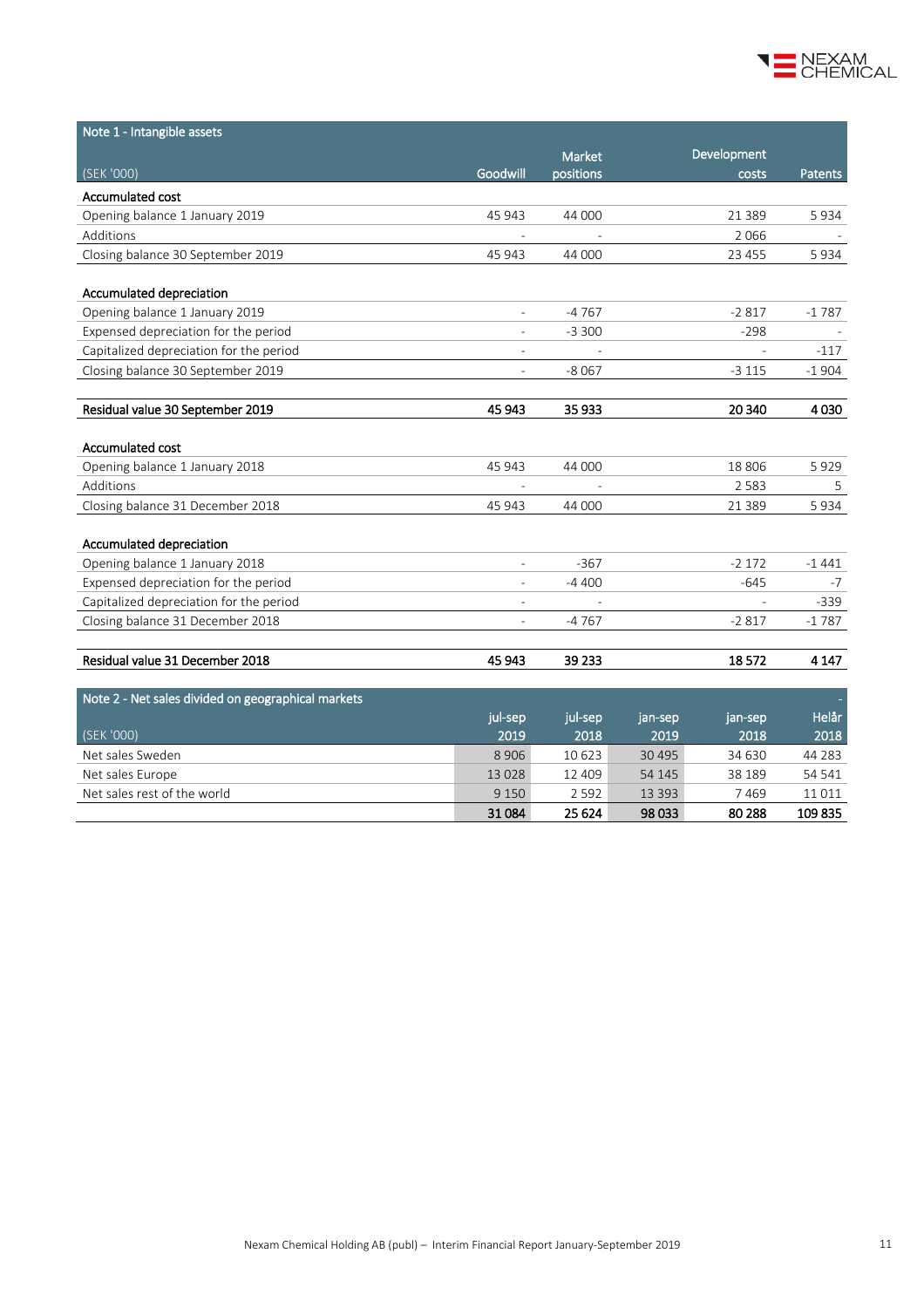## Note 1 - Intangible assets

| (SEK '000) | Goodwill | Market positions | Development costs | Patents |
|---|---|---|---|---|
| **Accumulated cost** | | | | |
| Opening balance 1 January 2019 | 45 943 | 44 000 | 21 389 | 5 934 |
| Additions | - | - | 2 066 | - |
| Closing balance 30 September 2019 | 45 943 | 44 000 | 23 455 | 5 934 |
| | | | | |
| **Accumulated depreciation** | | | | |
| Opening balance 1 January 2019 | - | -4 767 | -2 817 | -1 787 |
| Expensed depreciation for the period | - | -3 300 | -298 | - |
| Capitalized depreciation for the period | - | - | - | -117 |
| Closing balance 30 September 2019 | - | -8 067 | -3 115 | -1 904 |
| | | | | |
| **Residual value 30 September 2019** | **45 943** | **35 933** | **20 340** | **4 030** |
| | | | | |
| **Accumulated cost** | | | | |
| Opening balance 1 January 2018 | 45 943 | 44 000 | 18 806 | 5 929 |
| Additions | - | - | 2 583 | 5 |
| Closing balance 31 December 2018 | 45 943 | 44 000 | 21 389 | 5 934 |
| | | | | |
| **Accumulated depreciation** | | | | |
| Opening balance 1 January 2018 | - | -367 | -2 172 | -1 441 |
| Expensed depreciation for the period | - | -4 400 | -645 | -7 |
| Capitalized depreciation for the period | - | - | - | -339 |
| Closing balance 31 December 2018 | - | -4 767 | -2 817 | -1 787 |
| | | | | |
| **Residual value 31 December 2018** | **45 943** | **39 233** | **18 572** | **4 147** |

## Note 2 - Net sales divided on geographical markets

| (SEK '000) | jul-sep 2019 | jul-sep 2018 | jan-sep 2019 | jan-sep 2018 | Helår 2018 |
|---|---|---|---|---|---|
| Net sales Sweden | 8 906 | 10 623 | 30 495 | 34 630 | 44 283 |
| Net sales Europe | 13 028 | 12 409 | 54 145 | 38 189 | 54 541 |
| Net sales rest of the world | 9 150 | 2 592 | 13 393 | 7 469 | 11 011 |
| | **31 084** | **25 624** | **98 033** | **80 288** | **109 835** |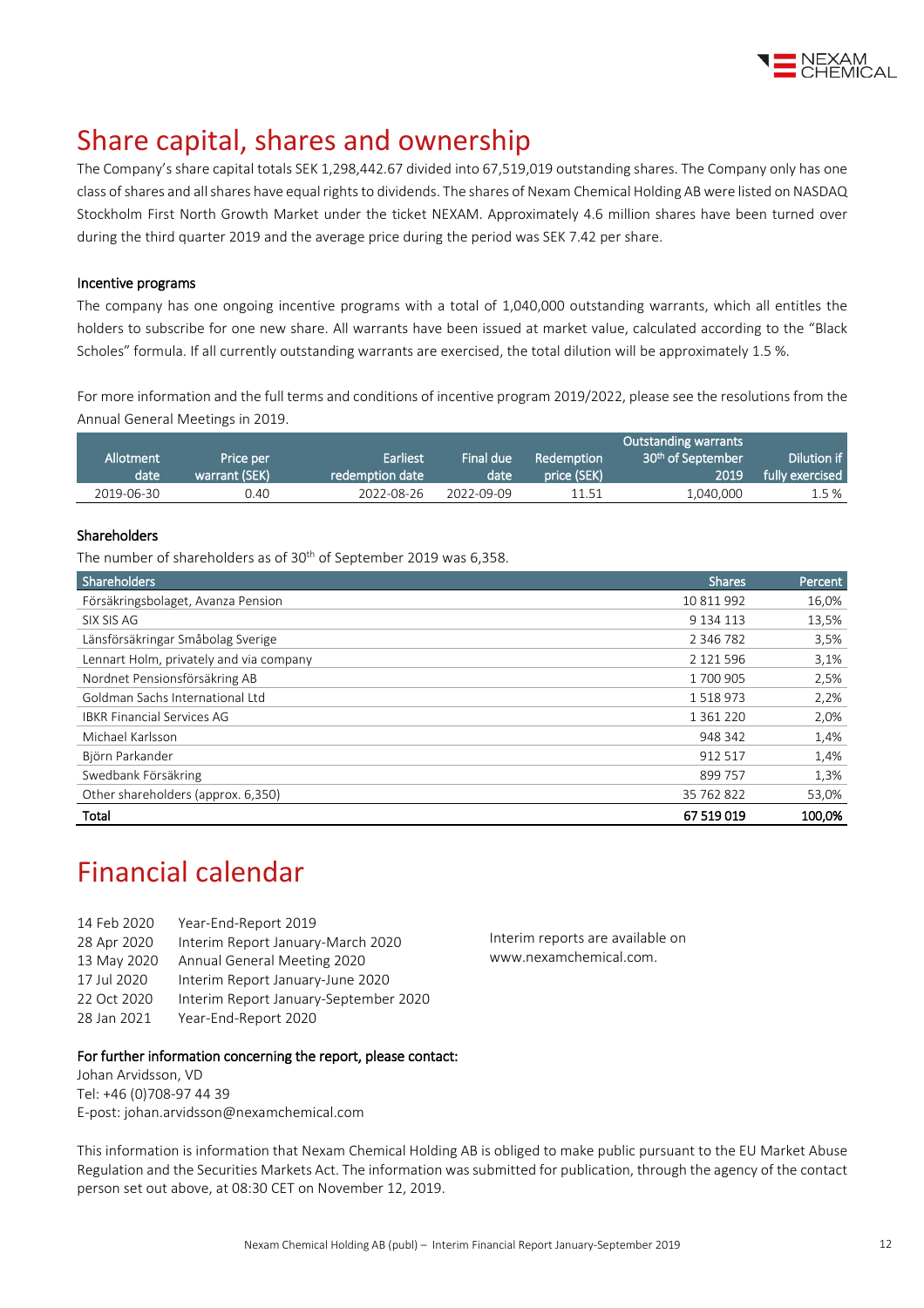# Share capital, shares and ownership

The Company's share capital totals SEK 1,298,442.67 divided into 67,519,019 outstanding shares. The Company only has one class of shares and all shares have equal rights to dividends. The shares of Nexam Chemical Holding AB were listed on NASDAQ Stockholm First North Growth Market under the ticket NEXAM. Approximately 4.6 million shares have been turned over during the third quarter 2019 and the average price during the period was SEK 7.42 per share.

### Incentive programs

The company has one ongoing incentive programs with a total of 1,040,000 outstanding warrants, which all entitles the holders to subscribe for one new share. All warrants have been issued at market value, calculated according to the "Black Scholes" formula. If all currently outstanding warrants are exercised, the total dilution will be approximately 1.5 %.

For more information and the full terms and conditions of incentive program 2019/2022, please see the resolutions from the Annual General Meetings in 2019.

| Allotment date | Price per warrant (SEK) | Earliest redemption date | Final due date | Redemption price (SEK) | Outstanding warrants 30th of September 2019 | Dilution if fully exercised |
|---|---|---|---|---|---|---|
| 2019-06-30 | 0.40 | 2022-08-26 | 2022-09-09 | 11.51 | 1,040,000 | 1.5 % |

### Shareholders

The number of shareholders as of 30th of September 2019 was 6,358.

| Shareholders | Shares | Percent |
|---|---|---|
| Försäkringsbolaget, Avanza Pension | 10 811 992 | 16,0% |
| SIX SIS AG | 9 134 113 | 13,5% |
| Länsförsäkringar Småbolag Sverige | 2 346 782 | 3,5% |
| Lennart Holm, privately and via company | 2 121 596 | 3,1% |
| Nordnet Pensionsförsäkring AB | 1 700 905 | 2,5% |
| Goldman Sachs International Ltd | 1 518 973 | 2,2% |
| IBKR Financial Services AG | 1 361 220 | 2,0% |
| Michael Karlsson | 948 342 | 1,4% |
| Björn Parkander | 912 517 | 1,4% |
| Swedbank Försäkring | 899 757 | 1,3% |
| Other shareholders (approx. 6,350) | 35 762 822 | 53,0% |
| **Total** | **67 519 019** | **100,0%** |

# Financial calendar

14 Feb 2020 Year-End-Report 2019
28 Apr 2020 Interim Report January-March 2020
13 May 2020 Annual General Meeting 2020
17 Jul 2020 Interim Report January-June 2020
22 Oct 2020 Interim Report January-September 2020
28 Jan 2021 Year-End-Report 2020

Interim reports are available on www.nexamchemical.com.

### For further information concerning the report, please contact:

Johan Arvidsson, VD
Tel: +46 (0)708-97 44 39
E-post: johan.arvidsson@nexamchemical.com

This information is information that Nexam Chemical Holding AB is obliged to make public pursuant to the EU Market Abuse Regulation and the Securities Markets Act. The information was submitted for publication, through the agency of the contact person set out above, at 08:30 CET on November 12, 2019.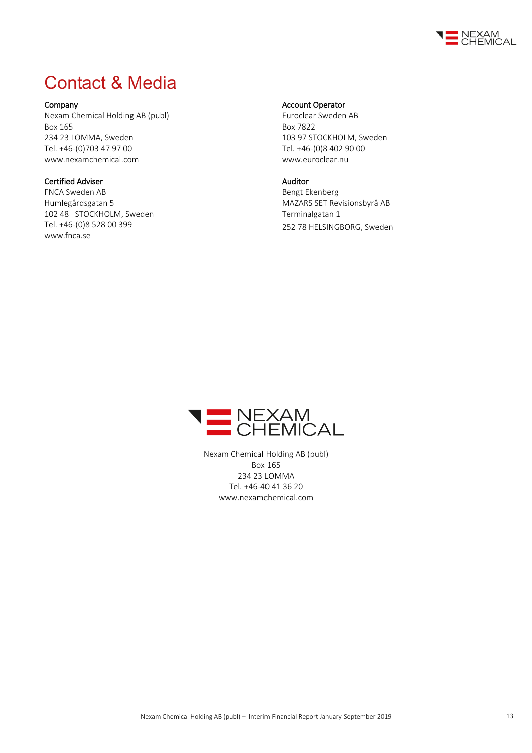# Contact & Media

**Company**
Nexam Chemical Holding AB (publ)
Box 165
234 23 LOMMA, Sweden
Tel. +46-(0)703 47 97 00
www.nexamchemical.com

**Certified Adviser**
FNCA Sweden AB
Humlegårdsgatan 5
102 48 STOCKHOLM, Sweden
Tel. +46-(0)8 528 00 399
www.fnca.se

**Account Operator**
Euroclear Sweden AB
Box 7822
103 97 STOCKHOLM, Sweden
Tel. +46-(0)8 402 90 00
www.euroclear.nu

**Auditor**
Bengt Ekenberg
MAZARS SET Revisionsbyrå AB
Terminalgatan 1
252 78 HELSINGBORG, Sweden

NEXAM CHEMICAL

Nexam Chemical Holding AB (publ)
Box 165
234 23 LOMMA
Tel. +46-40 41 36 20
www.nexamchemical.com